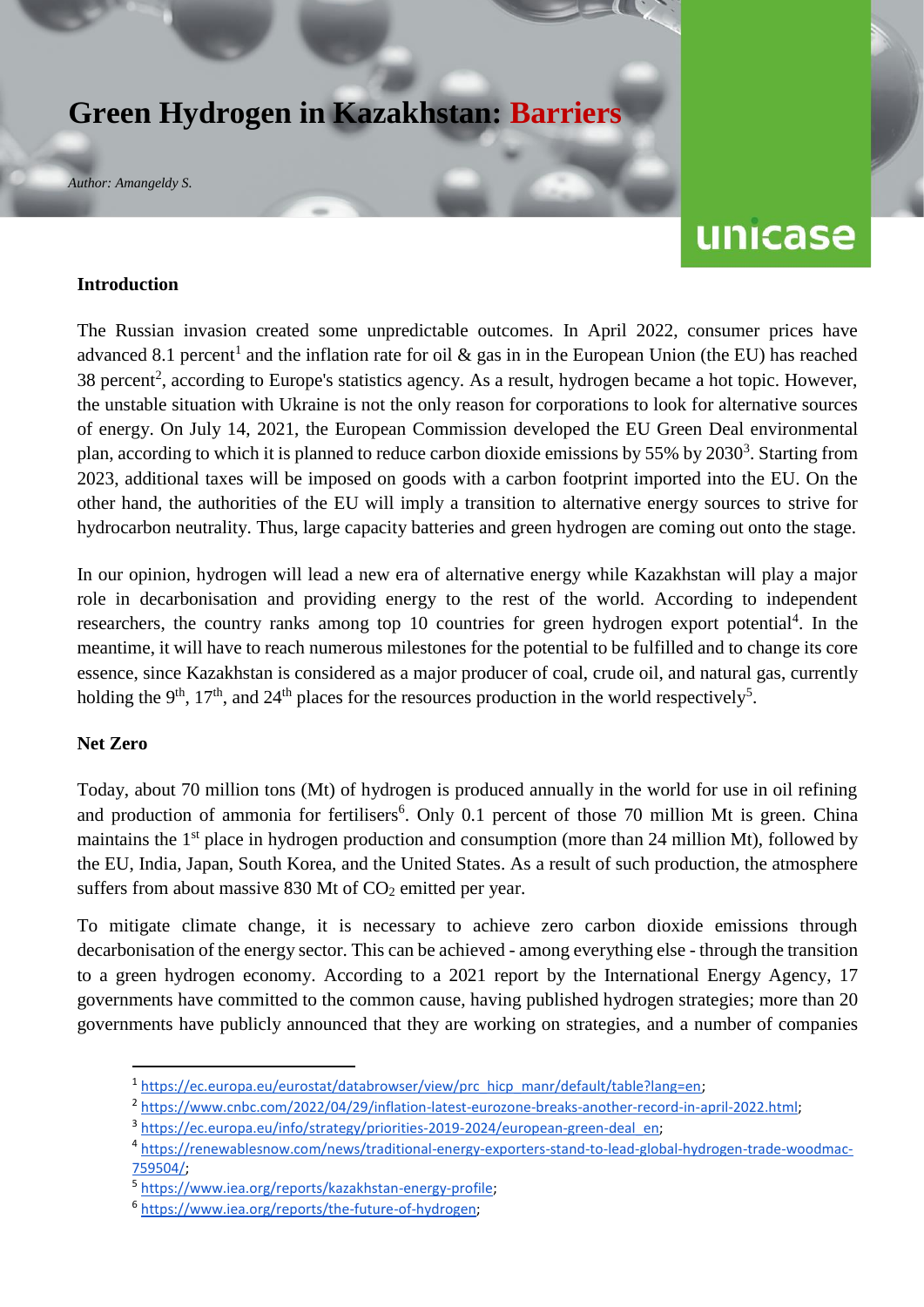# Green Hydrogen in Kazakhstan: Barriers

*Author: Amangeldy S.*

unicase

## Introduction

The Russian invasion created some unpredictable outcomes. In April 2022, consumer prices have advanced 8.1 percent[1] and the inflation rate for oil & gas in in the European Union (the EU) has reached 38 percent[2], according to Europe's statistics agency. As a result, hydrogen became a hot topic. However, the unstable situation with Ukraine is not the only reason for corporations to look for alternative sources of energy. On July 14, 2021, the European Commission developed the EU Green Deal environmental plan, according to which it is planned to reduce carbon dioxide emissions by 55% by 2030[3]. Starting from 2023, additional taxes will be imposed on goods with a carbon footprint imported into the EU. On the other hand, the authorities of the EU will imply a transition to alternative energy sources to strive for hydrocarbon neutrality. Thus, large capacity batteries and green hydrogen are coming out onto the stage.

In our opinion, hydrogen will lead a new era of alternative energy while Kazakhstan will play a major role in decarbonisation and providing energy to the rest of the world. According to independent researchers, the country ranks among top 10 countries for green hydrogen export potential[4]. In the meantime, it will have to reach numerous milestones for the potential to be fulfilled and to change its core essence, since Kazakhstan is considered as a major producer of coal, crude oil, and natural gas, currently holding the 9th, 17th, and 24th places for the resources production in the world respectively[5].

## Net Zero

Today, about 70 million tons (Mt) of hydrogen is produced annually in the world for use in oil refining and production of ammonia for fertilisers[6]. Only 0.1 percent of those 70 million Mt is green. China maintains the 1st place in hydrogen production and consumption (more than 24 million Mt), followed by the EU, India, Japan, South Korea, and the United States. As a result of such production, the atmosphere suffers from about massive 830 Mt of $CO_2$ emitted per year.

To mitigate climate change, it is necessary to achieve zero carbon dioxide emissions through decarbonisation of the energy sector. This can be achieved - among everything else - through the transition to a green hydrogen economy. According to a 2021 report by the International Energy Agency, 17 governments have committed to the common cause, having published hydrogen strategies; more than 20 governments have publicly announced that they are working on strategies, and a number of companies

---

[1] https://ec.europa.eu/eurostat/databrowser/view/prc_hicp_manr/default/table?lang=en;
[2] https://www.cnbc.com/2022/04/29/inflation-latest-eurozone-breaks-another-record-in-april-2022.html;
[3] https://ec.europa.eu/info/strategy/priorities-2019-2024/european-green-deal_en;
[4] https://renewablesnow.com/news/traditional-energy-exporters-stand-to-lead-global-hydrogen-trade-woodmac-759504/;
[5] https://www.iea.org/reports/kazakhstan-energy-profile;
[6] https://www.iea.org/reports/the-future-of-hydrogen;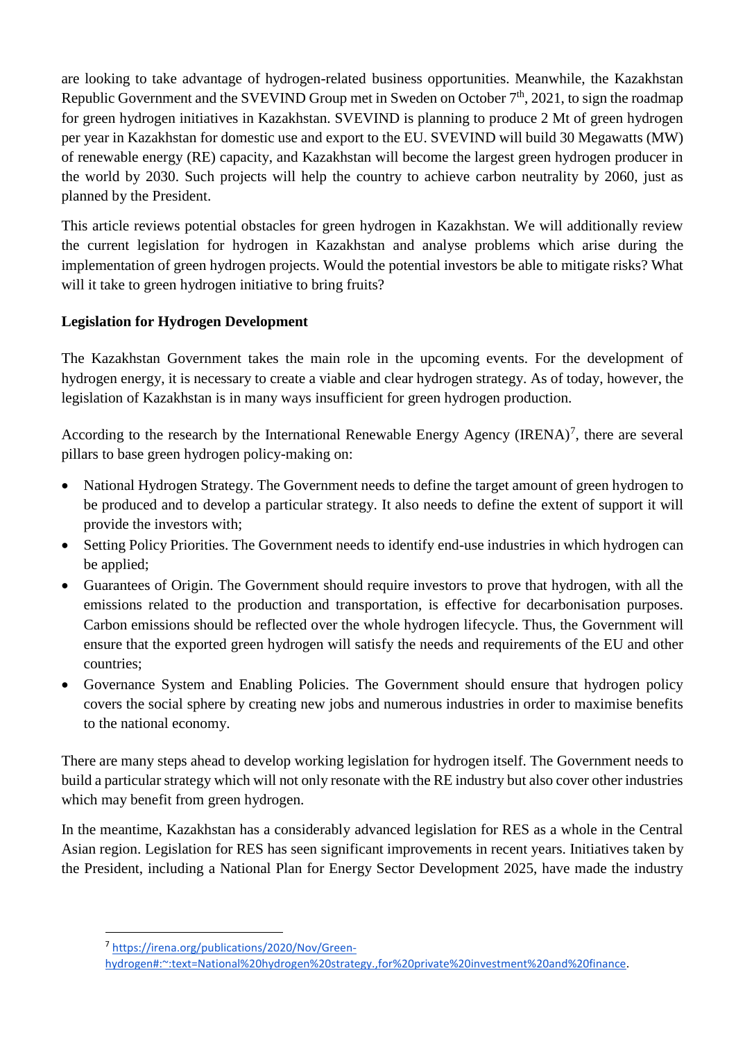are looking to take advantage of hydrogen-related business opportunities. Meanwhile, the Kazakhstan Republic Government and the SVEVIND Group met in Sweden on October 7th, 2021, to sign the roadmap for green hydrogen initiatives in Kazakhstan. SVEVIND is planning to produce 2 Mt of green hydrogen per year in Kazakhstan for domestic use and export to the EU. SVEVIND will build 30 Megawatts (MW) of renewable energy (RE) capacity, and Kazakhstan will become the largest green hydrogen producer in the world by 2030. Such projects will help the country to achieve carbon neutrality by 2060, just as planned by the President.

This article reviews potential obstacles for green hydrogen in Kazakhstan. We will additionally review the current legislation for hydrogen in Kazakhstan and analyse problems which arise during the implementation of green hydrogen projects. Would the potential investors be able to mitigate risks? What will it take to green hydrogen initiative to bring fruits?

**Legislation for Hydrogen Development**

The Kazakhstan Government takes the main role in the upcoming events. For the development of hydrogen energy, it is necessary to create a viable and clear hydrogen strategy. As of today, however, the legislation of Kazakhstan is in many ways insufficient for green hydrogen production.

According to the research by the International Renewable Energy Agency (IRENA)[7], there are several pillars to base green hydrogen policy-making on:

- National Hydrogen Strategy. The Government needs to define the target amount of green hydrogen to be produced and to develop a particular strategy. It also needs to define the extent of support it will provide the investors with;
- Setting Policy Priorities. The Government needs to identify end-use industries in which hydrogen can be applied;
- Guarantees of Origin. The Government should require investors to prove that hydrogen, with all the emissions related to the production and transportation, is effective for decarbonisation purposes. Carbon emissions should be reflected over the whole hydrogen lifecycle. Thus, the Government will ensure that the exported green hydrogen will satisfy the needs and requirements of the EU and other countries;
- Governance System and Enabling Policies. The Government should ensure that hydrogen policy covers the social sphere by creating new jobs and numerous industries in order to maximise benefits to the national economy.

There are many steps ahead to develop working legislation for hydrogen itself. The Government needs to build a particular strategy which will not only resonate with the RE industry but also cover other industries which may benefit from green hydrogen.

In the meantime, Kazakhstan has a considerably advanced legislation for RES as a whole in the Central Asian region. Legislation for RES has seen significant improvements in recent years. Initiatives taken by the President, including a National Plan for Energy Sector Development 2025, have made the industry

[7] https://irena.org/publications/2020/Nov/Green-hydrogen#:~:text=National%20hydrogen%20strategy.,for%20private%20investment%20and%20finance.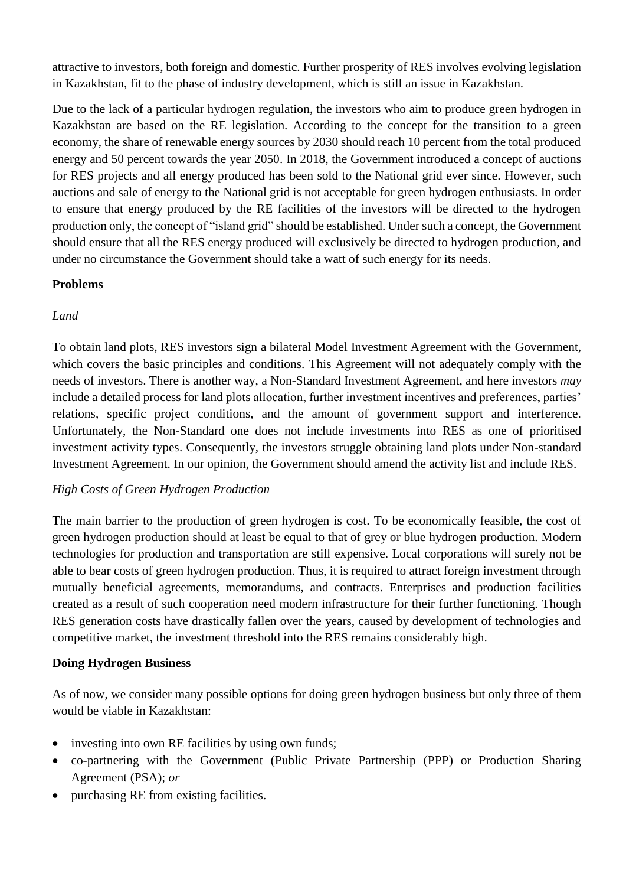attractive to investors, both foreign and domestic. Further prosperity of RES involves evolving legislation in Kazakhstan, fit to the phase of industry development, which is still an issue in Kazakhstan.

Due to the lack of a particular hydrogen regulation, the investors who aim to produce green hydrogen in Kazakhstan are based on the RE legislation. According to the concept for the transition to a green economy, the share of renewable energy sources by 2030 should reach 10 percent from the total produced energy and 50 percent towards the year 2050. In 2018, the Government introduced a concept of auctions for RES projects and all energy produced has been sold to the National grid ever since. However, such auctions and sale of energy to the National grid is not acceptable for green hydrogen enthusiasts. In order to ensure that energy produced by the RE facilities of the investors will be directed to the hydrogen production only, the concept of "island grid" should be established. Under such a concept, the Government should ensure that all the RES energy produced will exclusively be directed to hydrogen production, and under no circumstance the Government should take a watt of such energy for its needs.

**Problems**

*Land*

To obtain land plots, RES investors sign a bilateral Model Investment Agreement with the Government, which covers the basic principles and conditions. This Agreement will not adequately comply with the needs of investors. There is another way, a Non-Standard Investment Agreement, and here investors *may* include a detailed process for land plots allocation, further investment incentives and preferences, parties' relations, specific project conditions, and the amount of government support and interference. Unfortunately, the Non-Standard one does not include investments into RES as one of prioritised investment activity types. Consequently, the investors struggle obtaining land plots under Non-standard Investment Agreement. In our opinion, the Government should amend the activity list and include RES.

*High Costs of Green Hydrogen Production*

The main barrier to the production of green hydrogen is cost. To be economically feasible, the cost of green hydrogen production should at least be equal to that of grey or blue hydrogen production. Modern technologies for production and transportation are still expensive. Local corporations will surely not be able to bear costs of green hydrogen production. Thus, it is required to attract foreign investment through mutually beneficial agreements, memorandums, and contracts. Enterprises and production facilities created as a result of such cooperation need modern infrastructure for their further functioning. Though RES generation costs have drastically fallen over the years, caused by development of technologies and competitive market, the investment threshold into the RES remains considerably high.

**Doing Hydrogen Business**

As of now, we consider many possible options for doing green hydrogen business but only three of them would be viable in Kazakhstan:

- investing into own RE facilities by using own funds;
- co-partnering with the Government (Public Private Partnership (PPP) or Production Sharing Agreement (PSA); *or*
- purchasing RE from existing facilities.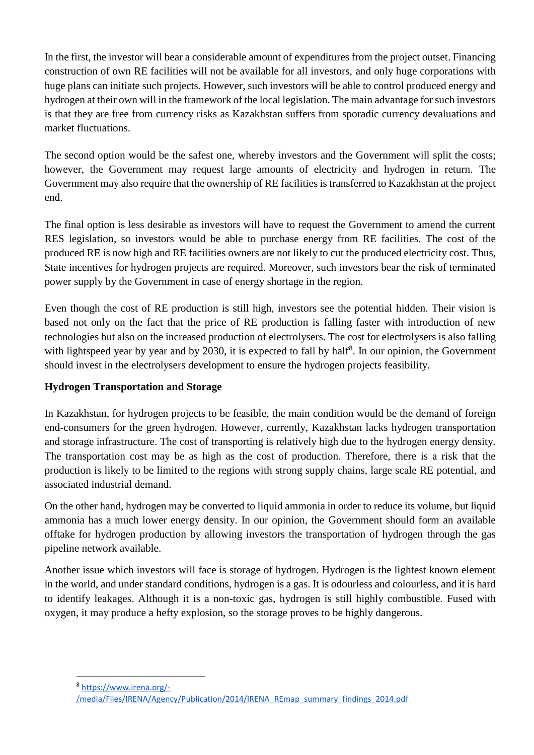In the first, the investor will bear a considerable amount of expenditures from the project outset. Financing construction of own RE facilities will not be available for all investors, and only huge corporations with huge plans can initiate such projects. However, such investors will be able to control produced energy and hydrogen at their own will in the framework of the local legislation. The main advantage for such investors is that they are free from currency risks as Kazakhstan suffers from sporadic currency devaluations and market fluctuations.

The second option would be the safest one, whereby investors and the Government will split the costs; however, the Government may request large amounts of electricity and hydrogen in return. The Government may also require that the ownership of RE facilities is transferred to Kazakhstan at the project end.

The final option is less desirable as investors will have to request the Government to amend the current RES legislation, so investors would be able to purchase energy from RE facilities. The cost of the produced RE is now high and RE facilities owners are not likely to cut the produced electricity cost. Thus, State incentives for hydrogen projects are required. Moreover, such investors bear the risk of terminated power supply by the Government in case of energy shortage in the region.

Even though the cost of RE production is still high, investors see the potential hidden. Their vision is based not only on the fact that the price of RE production is falling faster with introduction of new technologies but also on the increased production of electrolysers. The cost for electrolysers is also falling with lightspeed year by year and by 2030, it is expected to fall by half[8]. In our opinion, the Government should invest in the electrolysers development to ensure the hydrogen projects feasibility.

**Hydrogen Transportation and Storage**

In Kazakhstan, for hydrogen projects to be feasible, the main condition would be the demand of foreign end-consumers for the green hydrogen. However, currently, Kazakhstan lacks hydrogen transportation and storage infrastructure. The cost of transporting is relatively high due to the hydrogen energy density. The transportation cost may be as high as the cost of production. Therefore, there is a risk that the production is likely to be limited to the regions with strong supply chains, large scale RE potential, and associated industrial demand.

On the other hand, hydrogen may be converted to liquid ammonia in order to reduce its volume, but liquid ammonia has a much lower energy density. In our opinion, the Government should form an available offtake for hydrogen production by allowing investors the transportation of hydrogen through the gas pipeline network available.

Another issue which investors will face is storage of hydrogen. Hydrogen is the lightest known element in the world, and under standard conditions, hydrogen is a gas. It is odourless and colourless, and it is hard to identify leakages. Although it is a non-toxic gas, hydrogen is still highly combustible. Fused with oxygen, it may produce a hefty explosion, so the storage proves to be highly dangerous.

---

[8] https://www.irena.org/-/media/Files/IRENA/Agency/Publication/2014/IRENA_REmap_summary_findings_2014.pdf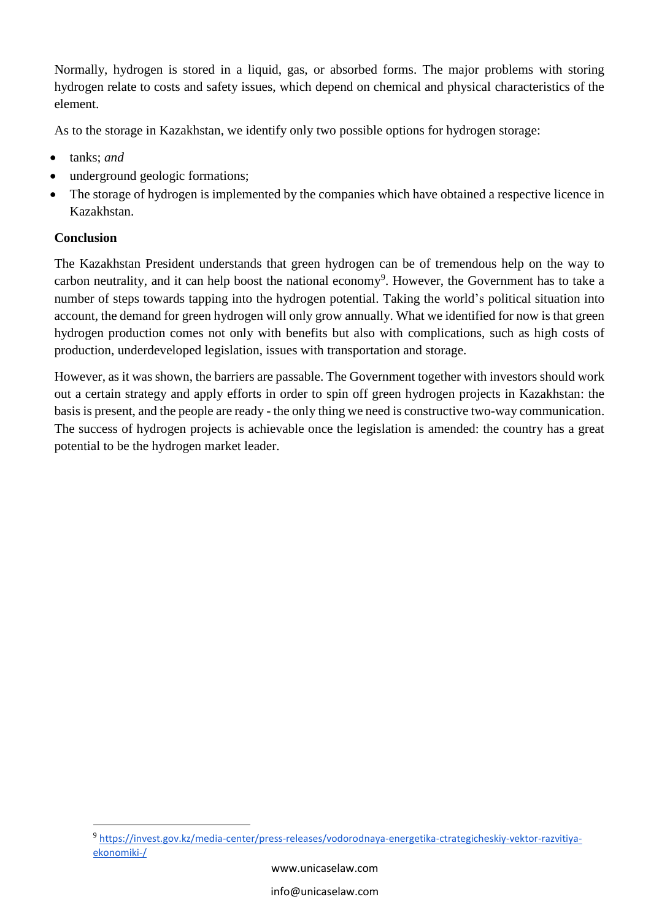Normally, hydrogen is stored in a liquid, gas, or absorbed forms. The major problems with storing hydrogen relate to costs and safety issues, which depend on chemical and physical characteristics of the element.

As to the storage in Kazakhstan, we identify only two possible options for hydrogen storage:

- tanks; *and*
- underground geologic formations;
- The storage of hydrogen is implemented by the companies which have obtained a respective licence in Kazakhstan.

**Conclusion**

The Kazakhstan President understands that green hydrogen can be of tremendous help on the way to carbon neutrality, and it can help boost the national economy[9]. However, the Government has to take a number of steps towards tapping into the hydrogen potential. Taking the world's political situation into account, the demand for green hydrogen will only grow annually. What we identified for now is that green hydrogen production comes not only with benefits but also with complications, such as high costs of production, underdeveloped legislation, issues with transportation and storage.

However, as it was shown, the barriers are passable. The Government together with investors should work out a certain strategy and apply efforts in order to spin off green hydrogen projects in Kazakhstan: the basis is present, and the people are ready - the only thing we need is constructive two-way communication. The success of hydrogen projects is achievable once the legislation is amended: the country has a great potential to be the hydrogen market leader.

---

[9] https://invest.gov.kz/media-center/press-releases/vodorodnaya-energetika-ctrategicheskiy-vektor-razvitiya-ekonomiki-/